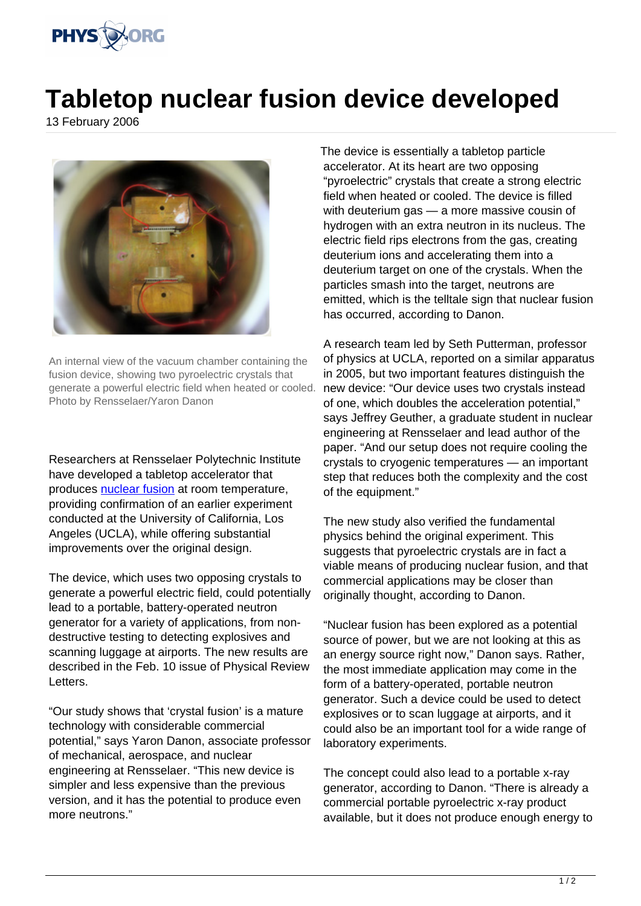# Tabletop nuclear fusion device developed

13 February 2006

An internal view of the vacuum chamber containing the fusion device, showing two pyroelectric crystals that generate a powerful electric field when heated or cooled. Photo by Rensselaer/Yaron Danon

Researchers at Rensselaer Polytechnic Institute have developed a tabletop accelerator that produces nuclear fusion at room temperature, providing confirmation of an earlier experiment conducted at the University of California, Los Angeles (UCLA), while offering substantial improvements over the original design.

The device, which uses two opposing crystals to generate a powerful electric field, could potentially lead to a portable, battery-operated neutron generator for a variety of applications, from non-destructive testing to detecting explosives and scanning luggage at airports. The new results are described in the Feb. 10 issue of Physical Review Letters.

"Our study shows that 'crystal fusion' is a mature technology with considerable commercial potential," says Yaron Danon, associate professor of mechanical, aerospace, and nuclear engineering at Rensselaer. "This new device is simpler and less expensive than the previous version, and it has the potential to produce even more neutrons."

The device is essentially a tabletop particle accelerator. At its heart are two opposing "pyroelectric" crystals that create a strong electric field when heated or cooled. The device is filled with deuterium gas — a more massive cousin of hydrogen with an extra neutron in its nucleus. The electric field rips electrons from the gas, creating deuterium ions and accelerating them into a deuterium target on one of the crystals. When the particles smash into the target, neutrons are emitted, which is the telltale sign that nuclear fusion has occurred, according to Danon.

A research team led by Seth Putterman, professor of physics at UCLA, reported on a similar apparatus in 2005, but two important features distinguish the new device: "Our device uses two crystals instead of one, which doubles the acceleration potential," says Jeffrey Geuther, a graduate student in nuclear engineering at Rensselaer and lead author of the paper. "And our setup does not require cooling the crystals to cryogenic temperatures — an important step that reduces both the complexity and the cost of the equipment."

The new study also verified the fundamental physics behind the original experiment. This suggests that pyroelectric crystals are in fact a viable means of producing nuclear fusion, and that commercial applications may be closer than originally thought, according to Danon.

"Nuclear fusion has been explored as a potential source of power, but we are not looking at this as an energy source right now," Danon says. Rather, the most immediate application may come in the form of a battery-operated, portable neutron generator. Such a device could be used to detect explosives or to scan luggage at airports, and it could also be an important tool for a wide range of laboratory experiments.

The concept could also lead to a portable x-ray generator, according to Danon. "There is already a commercial portable pyroelectric x-ray product available, but it does not produce enough energy to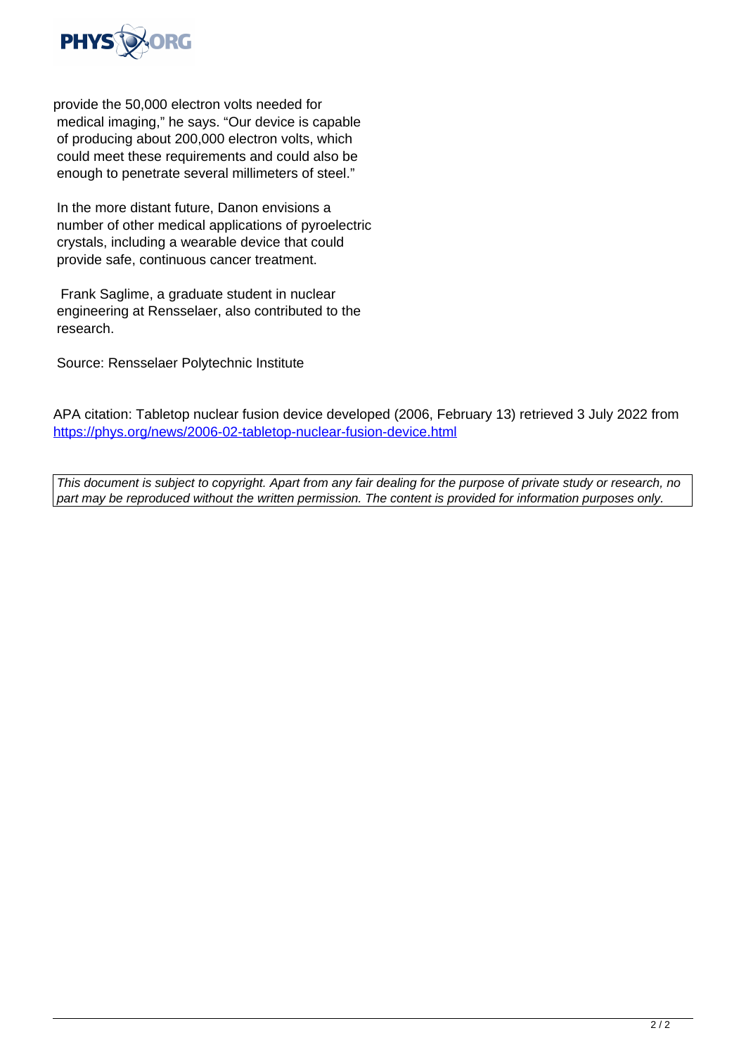provide the 50,000 electron volts needed for medical imaging," he says. "Our device is capable of producing about 200,000 electron volts, which could meet these requirements and could also be enough to penetrate several millimeters of steel."

In the more distant future, Danon envisions a number of other medical applications of pyroelectric crystals, including a wearable device that could provide safe, continuous cancer treatment.

Frank Saglime, a graduate student in nuclear engineering at Rensselaer, also contributed to the research.

Source: Rensselaer Polytechnic Institute

APA citation: Tabletop nuclear fusion device developed (2006, February 13) retrieved 3 July 2022 from https://phys.org/news/2006-02-tabletop-nuclear-fusion-device.html

*This document is subject to copyright. Apart from any fair dealing for the purpose of private study or research, no part may be reproduced without the written permission. The content is provided for information purposes only.*